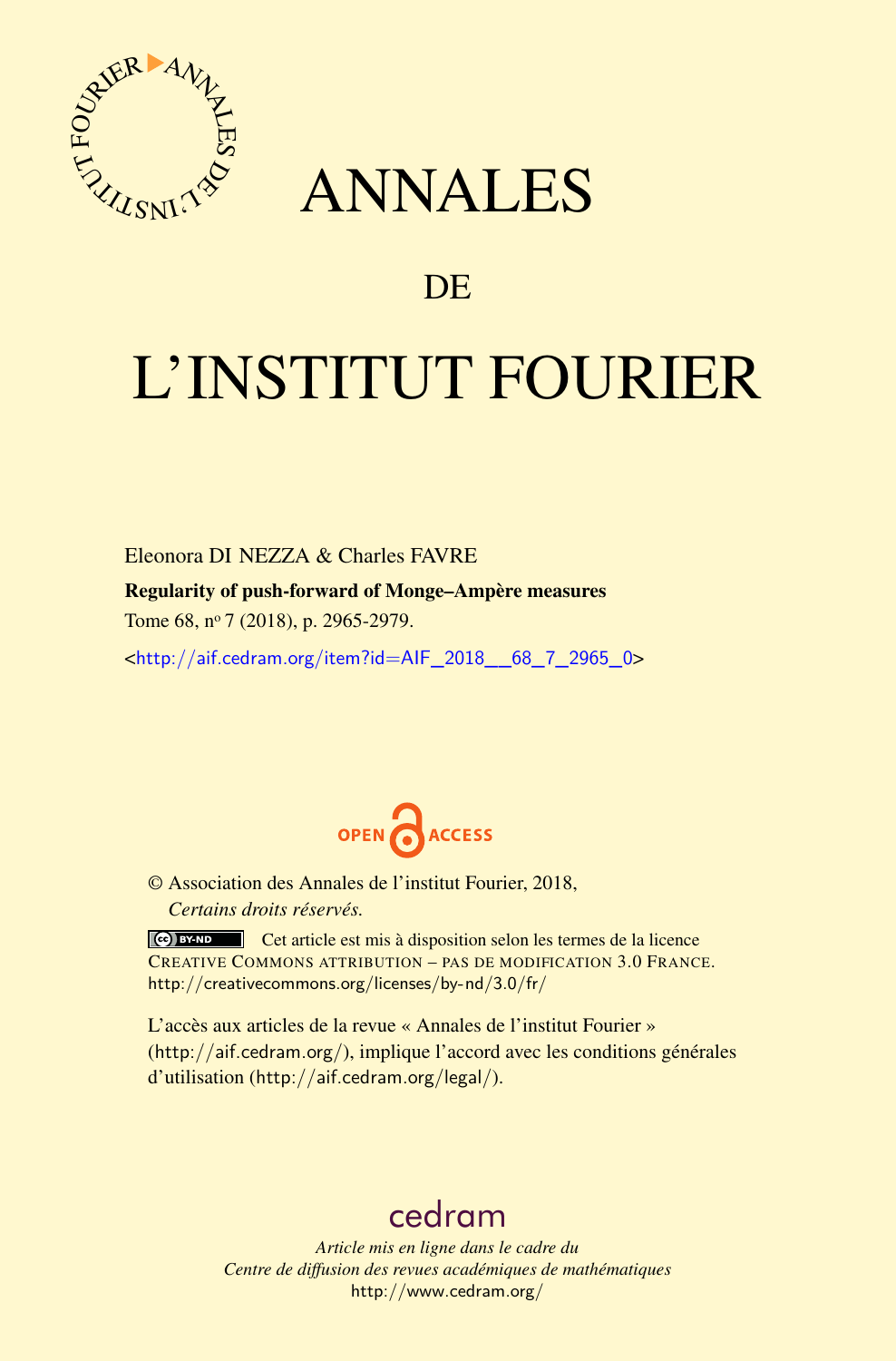# ANNALES

## DE

# L'INSTITUT FOURIER

Eleonora DI NEZZA & Charles FAVRE

**Regularity of push-forward of Monge–Ampère measures**

Tome 68, nº 7 (2018), p. 2965-2979.

<http://aif.cedram.org/item?id=AIF_2018__68_7_2965_0>

OPEN ACCESS

© Association des Annales de l'institut Fourier, 2018,
*Certains droits réservés.*

Cet article est mis à disposition selon les termes de la licence CREATIVE COMMONS ATTRIBUTION – PAS DE MODIFICATION 3.0 FRANCE.
http://creativecommons.org/licenses/by-nd/3.0/fr/

L'accès aux articles de la revue « Annales de l'institut Fourier » (http://aif.cedram.org/), implique l'accord avec les conditions générales d'utilisation (http://aif.cedram.org/legal/).

cedram

*Article mis en ligne dans le cadre du*
*Centre de diffusion des revues académiques de mathématiques*
http://www.cedram.org/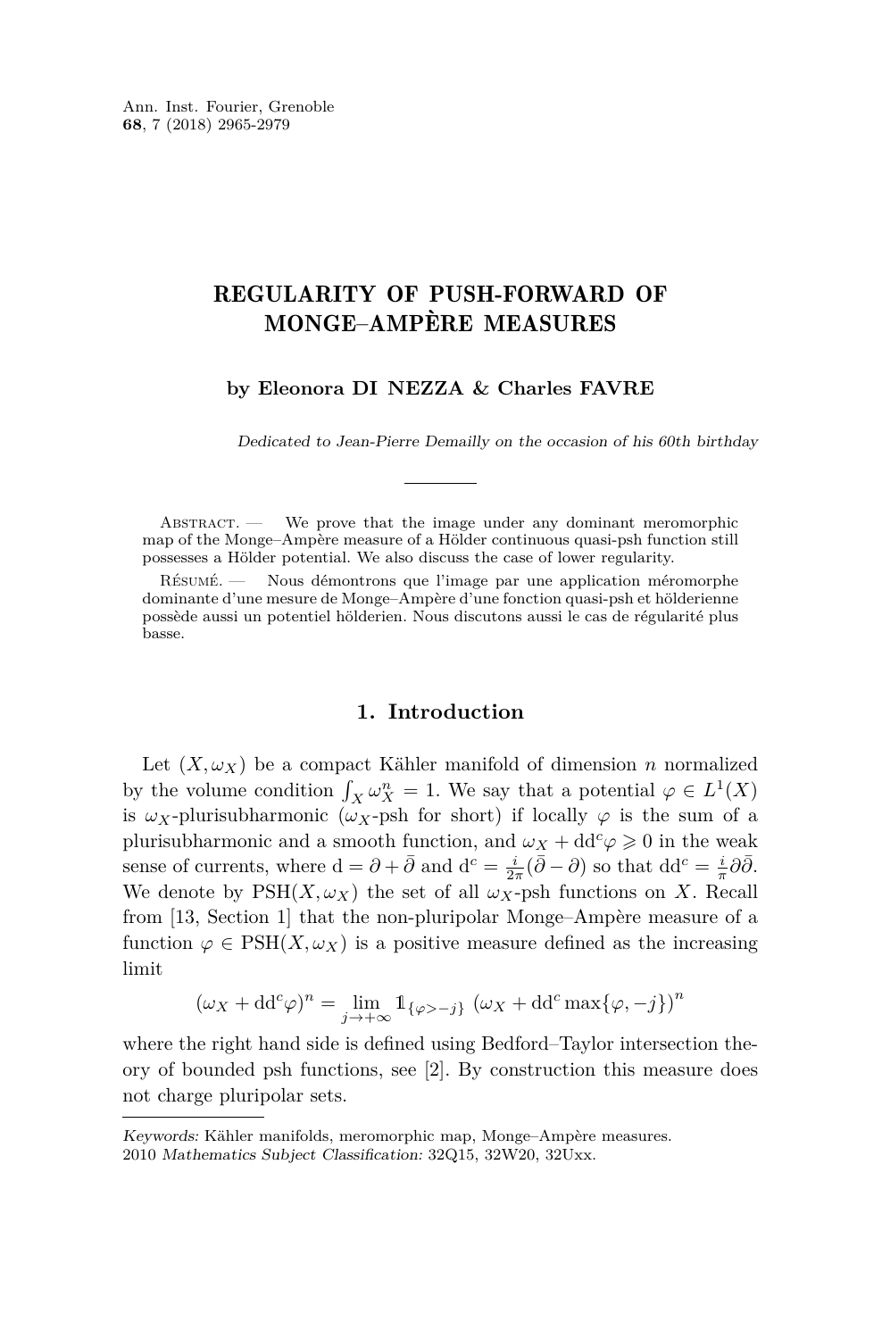# REGULARITY OF PUSH-FORWARD OF MONGE–AMPÈRE MEASURES

**by Eleonora DI NEZZA & Charles FAVRE**

*Dedicated to Jean-Pierre Demailly on the occasion of his 60th birthday*

Abstract. — We prove that the image under any dominant meromorphic map of the Monge–Ampère measure of a Hölder continuous quasi-psh function still possesses a Hölder potential. We also discuss the case of lower regularity.

Résumé. — Nous démontrons que l'image par une application méromorphe dominante d'une mesure de Monge–Ampère d'une fonction quasi-psh et hölderienne possède aussi un potentiel hölderien. Nous discutons aussi le cas de régularité plus basse.

## 1. Introduction

Let $(X, \omega_X)$ be a compact Kähler manifold of dimension $n$ normalized by the volume condition $\int_X \omega_X^n = 1$. We say that a potential $\varphi \in L^1(X)$ is $\omega_X$-plurisubharmonic ($\omega_X$-psh for short) if locally $\varphi$ is the sum of a plurisubharmonic and a smooth function, and $\omega_X + \mathrm{dd}^c\varphi \geqslant 0$ in the weak sense of currents, where $\mathrm{d} = \partial + \bar\partial$ and $\mathrm{d}^c = \frac{i}{2\pi}(\bar\partial - \partial)$ so that $\mathrm{dd}^c = \frac{i}{\pi}\partial\bar\partial$. We denote by $\mathrm{PSH}(X, \omega_X)$ the set of all $\omega_X$-psh functions on $X$. Recall from [13, Section 1] that the non-pluripolar Monge–Ampère measure of a function $\varphi \in \mathrm{PSH}(X, \omega_X)$ is a positive measure defined as the increasing limit

$$(\omega_X + \mathrm{dd}^c\varphi)^n = \lim_{j\to+\infty} \mathbb{1}_{\{\varphi>-j\}} \left(\omega_X + \mathrm{dd}^c \max\{\varphi, -j\}\right)^n$$

where the right hand side is defined using Bedford–Taylor intersection theory of bounded psh functions, see [2]. By construction this measure does not charge pluripolar sets.

*Keywords:* Kähler manifolds, meromorphic map, Monge–Ampère measures.
2010 *Mathematics Subject Classification:* 32Q15, 32W20, 32Uxx.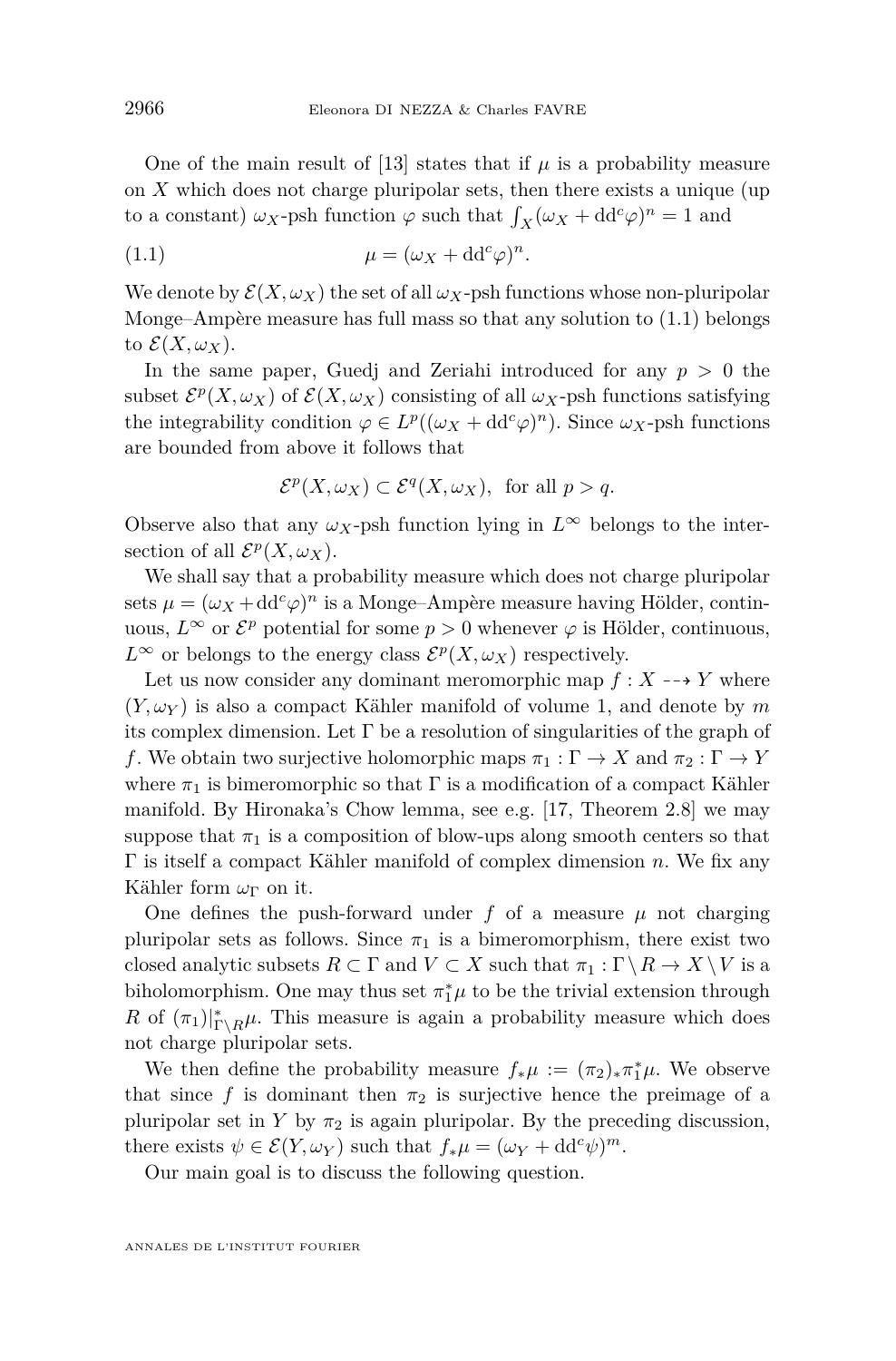One of the main result of [13] states that if $\mu$ is a probability measure on $X$ which does not charge pluripolar sets, then there exists a unique (up to a constant) $\omega_X$-psh function $\varphi$ such that $\int_X (\omega_X + \mathrm{dd}^c\varphi)^n = 1$ and

$$\mu = (\omega_X + \mathrm{dd}^c\varphi)^n. \tag{1.1}$$

We denote by $\mathcal{E}(X, \omega_X)$ the set of all $\omega_X$-psh functions whose non-pluripolar Monge–Ampère measure has full mass so that any solution to (1.1) belongs to $\mathcal{E}(X, \omega_X)$.

In the same paper, Guedj and Zeriahi introduced for any $p > 0$ the subset $\mathcal{E}^p(X, \omega_X)$ of $\mathcal{E}(X, \omega_X)$ consisting of all $\omega_X$-psh functions satisfying the integrability condition $\varphi \in L^p((\omega_X + \mathrm{dd}^c\varphi)^n)$. Since $\omega_X$-psh functions are bounded from above it follows that

$$\mathcal{E}^p(X, \omega_X) \subset \mathcal{E}^q(X, \omega_X), \text{ for all } p > q.$$

Observe also that any $\omega_X$-psh function lying in $L^\infty$ belongs to the intersection of all $\mathcal{E}^p(X, \omega_X)$.

We shall say that a probability measure which does not charge pluripolar sets $\mu = (\omega_X + \mathrm{dd}^c\varphi)^n$ is a Monge–Ampère measure having Hölder, continuous, $L^\infty$ or $\mathcal{E}^p$ potential for some $p > 0$ whenever $\varphi$ is Hölder, continuous, $L^\infty$ or belongs to the energy class $\mathcal{E}^p(X, \omega_X)$ respectively.

Let us now consider any dominant meromorphic map $f : X \dashrightarrow Y$ where $(Y, \omega_Y)$ is also a compact Kähler manifold of volume 1, and denote by $m$ its complex dimension. Let $\Gamma$ be a resolution of singularities of the graph of $f$. We obtain two surjective holomorphic maps $\pi_1 : \Gamma \to X$ and $\pi_2 : \Gamma \to Y$ where $\pi_1$ is bimeromorphic so that $\Gamma$ is a modification of a compact Kähler manifold. By Hironaka's Chow lemma, see e.g. [17, Theorem 2.8] we may suppose that $\pi_1$ is a composition of blow-ups along smooth centers so that $\Gamma$ is itself a compact Kähler manifold of complex dimension $n$. We fix any Kähler form $\omega_\Gamma$ on it.

One defines the push-forward under $f$ of a measure $\mu$ not charging pluripolar sets as follows. Since $\pi_1$ is a bimeromorphism, there exist two closed analytic subsets $R \subset \Gamma$ and $V \subset X$ such that $\pi_1 : \Gamma \setminus R \to X \setminus V$ is a biholomorphism. One may thus set $\pi_1^*\mu$ to be the trivial extension through $R$ of $(\pi_1)|_{\Gamma\setminus R}^*\mu$. This measure is again a probability measure which does not charge pluripolar sets.

We then define the probability measure $f_*\mu := (\pi_2)_*\pi_1^*\mu$. We observe that since $f$ is dominant then $\pi_2$ is surjective hence the preimage of a pluripolar set in $Y$ by $\pi_2$ is again pluripolar. By the preceding discussion, there exists $\psi \in \mathcal{E}(Y, \omega_Y)$ such that $f_*\mu = (\omega_Y + \mathrm{dd}^c\psi)^m$.

Our main goal is to discuss the following question.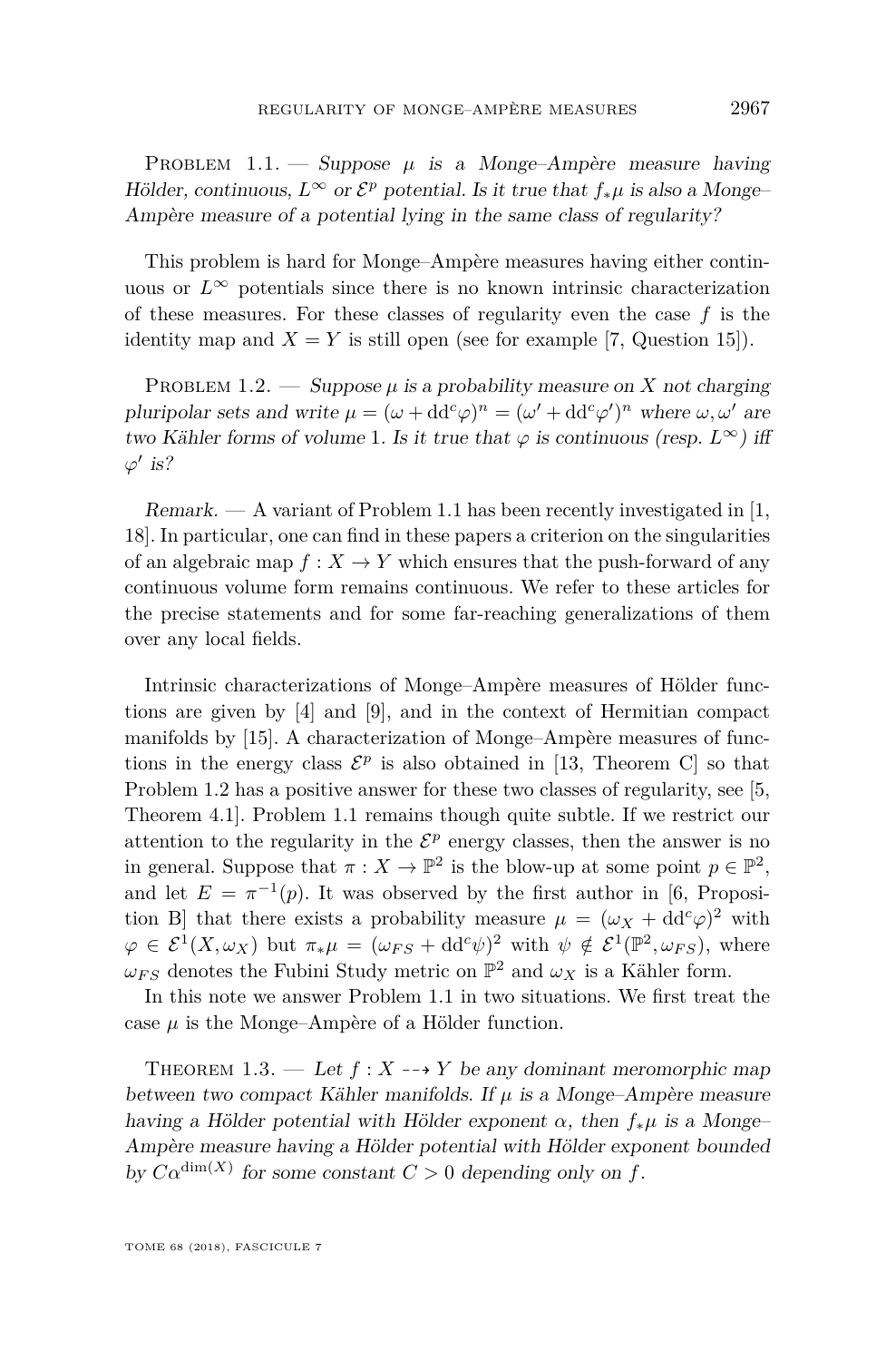Problem 1.1. — *Suppose $\mu$ is a Monge–Ampère measure having Hölder, continuous, $L^\infty$ or $\mathcal{E}^p$ potential. Is it true that $f_*\mu$ is also a Monge–Ampère measure of a potential lying in the same class of regularity?*

This problem is hard for Monge–Ampère measures having either continuous or $L^\infty$ potentials since there is no known intrinsic characterization of these measures. For these classes of regularity even the case $f$ is the identity map and $X = Y$ is still open (see for example [7, Question 15]).

Problem 1.2. — *Suppose $\mu$ is a probability measure on $X$ not charging pluripolar sets and write $\mu = (\omega + \mathrm{dd}^c\varphi)^n = (\omega' + \mathrm{dd}^c\varphi')^n$ where $\omega, \omega'$ are two Kähler forms of volume 1. Is it true that $\varphi$ is continuous (resp. $L^\infty$) iff $\varphi'$ is?*

*Remark.* — A variant of Problem 1.1 has been recently investigated in [1, 18]. In particular, one can find in these papers a criterion on the singularities of an algebraic map $f : X \to Y$ which ensures that the push-forward of any continuous volume form remains continuous. We refer to these articles for the precise statements and for some far-reaching generalizations of them over any local fields.

Intrinsic characterizations of Monge–Ampère measures of Hölder functions are given by [4] and [9], and in the context of Hermitian compact manifolds by [15]. A characterization of Monge–Ampère measures of functions in the energy class $\mathcal{E}^p$ is also obtained in [13, Theorem C] so that Problem 1.2 has a positive answer for these two classes of regularity, see [5, Theorem 4.1]. Problem 1.1 remains though quite subtle. If we restrict our attention to the regularity in the $\mathcal{E}^p$ energy classes, then the answer is no in general. Suppose that $\pi : X \to \mathbb{P}^2$ is the blow-up at some point $p \in \mathbb{P}^2$, and let $E = \pi^{-1}(p)$. It was observed by the first author in [6, Proposition B] that there exists a probability measure $\mu = (\omega_X + \mathrm{dd}^c\varphi)^2$ with $\varphi \in \mathcal{E}^1(X, \omega_X)$ but $\pi_*\mu = (\omega_{FS} + \mathrm{dd}^c\psi)^2$ with $\psi \notin \mathcal{E}^1(\mathbb{P}^2, \omega_{FS})$, where $\omega_{FS}$ denotes the Fubini Study metric on $\mathbb{P}^2$ and $\omega_X$ is a Kähler form.

In this note we answer Problem 1.1 in two situations. We first treat the case $\mu$ is the Monge–Ampère of a Hölder function.

Theorem 1.3. — *Let $f : X \dashrightarrow Y$ be any dominant meromorphic map between two compact Kähler manifolds. If $\mu$ is a Monge–Ampère measure having a Hölder potential with Hölder exponent $\alpha$, then $f_*\mu$ is a Monge–Ampère measure having a Hölder potential with Hölder exponent bounded by $C\alpha^{\dim(X)}$ for some constant $C > 0$ depending only on $f$.*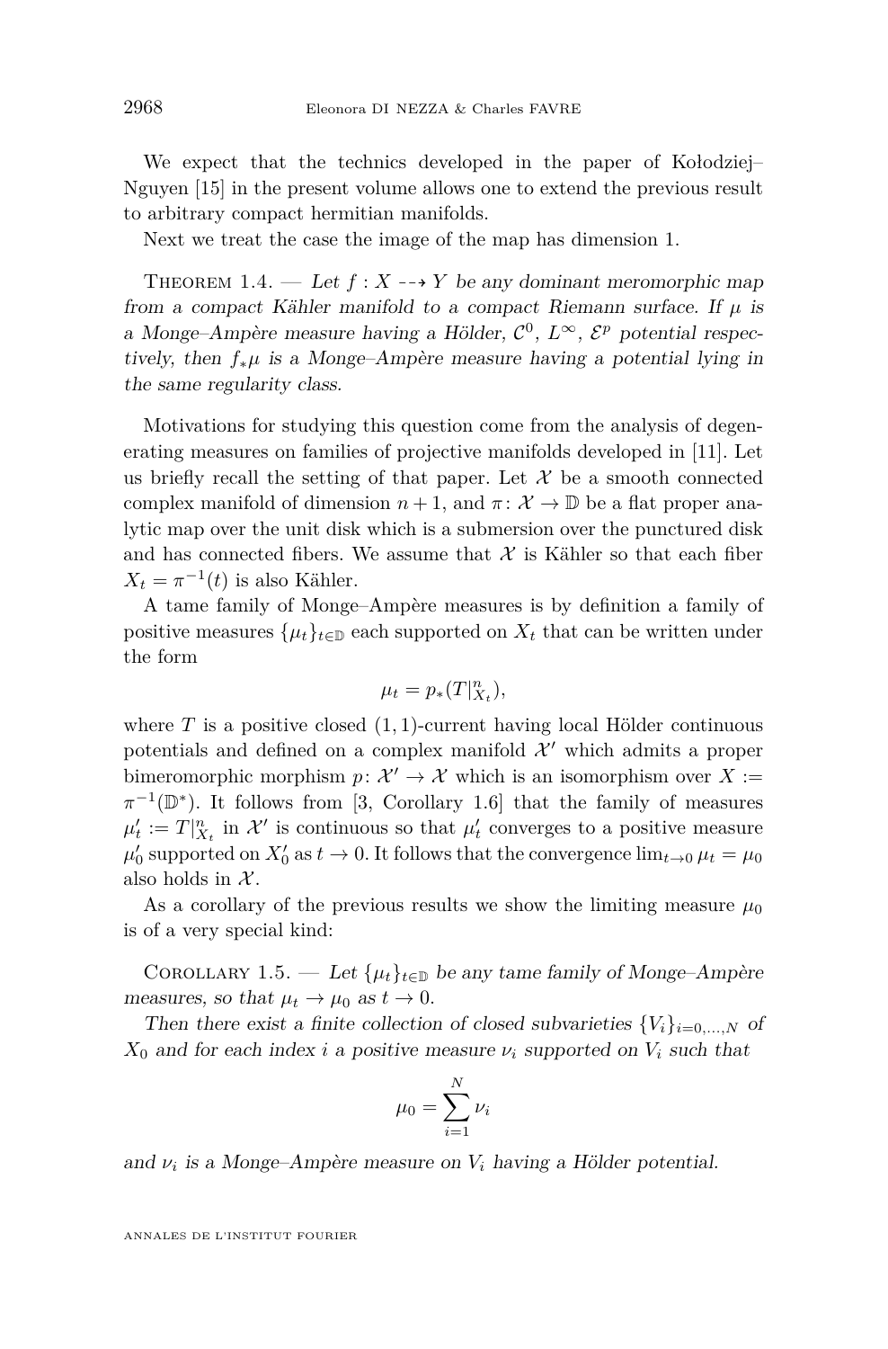We expect that the technics developed in the paper of Kołodziej–Nguyen [15] in the present volume allows one to extend the previous result to arbitrary compact hermitian manifolds.

Next we treat the case the image of the map has dimension 1.

Theorem 1.4. — *Let $f : X \dashrightarrow Y$ be any dominant meromorphic map from a compact Kähler manifold to a compact Riemann surface. If $\mu$ is a Monge–Ampère measure having a Hölder, $\mathcal{C}^0$, $L^\infty$, $\mathcal{E}^p$ potential respectively, then $f_*\mu$ is a Monge–Ampère measure having a potential lying in the same regularity class.*

Motivations for studying this question come from the analysis of degenerating measures on families of projective manifolds developed in [11]. Let us briefly recall the setting of that paper. Let $\mathcal{X}$ be a smooth connected complex manifold of dimension $n+1$, and $\pi : \mathcal{X} \to \mathbb{D}$ be a flat proper analytic map over the unit disk which is a submersion over the punctured disk and has connected fibers. We assume that $\mathcal{X}$ is Kähler so that each fiber $X_t = \pi^{-1}(t)$ is also Kähler.

A tame family of Monge–Ampère measures is by definition a family of positive measures $\{\mu_t\}_{t\in\mathbb{D}}$ each supported on $X_t$ that can be written under the form

$$\mu_t = p_*(T|_{X_t}^n),$$

where $T$ is a positive closed $(1,1)$-current having local Hölder continuous potentials and defined on a complex manifold $\mathcal{X}'$ which admits a proper bimeromorphic morphism $p : \mathcal{X}' \to \mathcal{X}$ which is an isomorphism over $X := \pi^{-1}(\mathbb{D}^*)$. It follows from [3, Corollary 1.6] that the family of measures $\mu'_t := T|_{X_t}^n$ in $\mathcal{X}'$ is continuous so that $\mu'_t$ converges to a positive measure $\mu'_0$ supported on $X'_0$ as $t \to 0$. It follows that the convergence $\lim_{t\to 0} \mu_t = \mu_0$ also holds in $\mathcal{X}$.

As a corollary of the previous results we show the limiting measure $\mu_0$ is of a very special kind:

Corollary 1.5. — *Let $\{\mu_t\}_{t\in\mathbb{D}}$ be any tame family of Monge–Ampère measures, so that $\mu_t \to \mu_0$ as $t \to 0$.*

*Then there exist a finite collection of closed subvarieties $\{V_i\}_{i=0,\dots,N}$ of $X_0$ and for each index $i$ a positive measure $\nu_i$ supported on $V_i$ such that*

$$\mu_0 = \sum_{i=1}^{N} \nu_i$$

*and $\nu_i$ is a Monge–Ampère measure on $V_i$ having a Hölder potential.*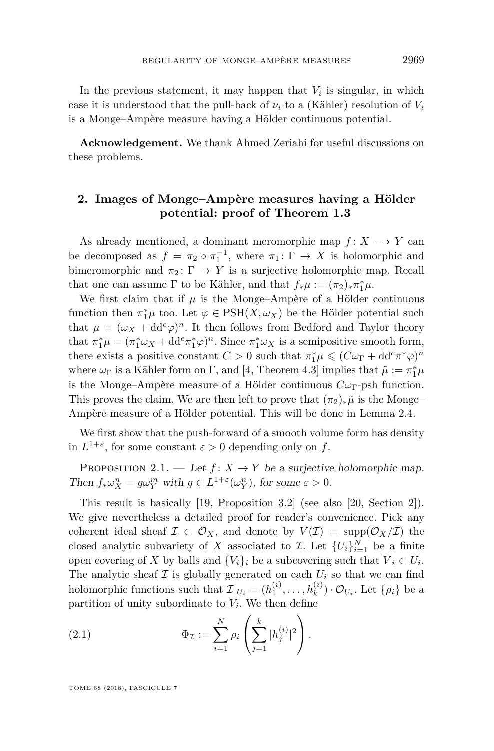In the previous statement, it may happen that $V_i$ is singular, in which case it is understood that the pull-back of $\nu_i$ to a (Kähler) resolution of $V_i$ is a Monge–Ampère measure having a Hölder continuous potential.

**Acknowledgement.** We thank Ahmed Zeriahi for useful discussions on these problems.

## 2. Images of Monge–Ampère measures having a Hölder potential: proof of Theorem 1.3

As already mentioned, a dominant meromorphic map $f\colon X \dashrightarrow Y$ can be decomposed as $f = \pi_2 \circ \pi_1^{-1}$, where $\pi_1\colon \Gamma \to X$ is holomorphic and bimeromorphic and $\pi_2\colon \Gamma \to Y$ is a surjective holomorphic map. Recall that one can assume $\Gamma$ to be Kähler, and that $f_*\mu := (\pi_2)_*\pi_1^*\mu$.

We first claim that if $\mu$ is the Monge–Ampère of a Hölder continuous function then $\pi_1^*\mu$ too. Let $\varphi \in \mathrm{PSH}(X, \omega_X)$ be the Hölder potential such that $\mu = (\omega_X + \mathrm{dd}^c\varphi)^n$. It then follows from Bedford and Taylor theory that $\pi_1^*\mu = (\pi_1^*\omega_X + \mathrm{dd}^c\pi_1^*\varphi)^n$. Since $\pi_1^*\omega_X$ is a semipositive smooth form, there exists a positive constant $C > 0$ such that $\pi_1^*\mu \leqslant (C\omega_\Gamma + \mathrm{dd}^c\pi^*\varphi)^n$ where $\omega_\Gamma$ is a Kähler form on $\Gamma$, and [4, Theorem 4.3] implies that $\tilde{\mu} := \pi_1^*\mu$ is the Monge–Ampère measure of a Hölder continuous $C\omega_\Gamma$-psh function. This proves the claim. We are then left to prove that $(\pi_2)_*\tilde{\mu}$ is the Monge–Ampère measure of a Hölder potential. This will be done in Lemma 2.4.

We first show that the push-forward of a smooth volume form has density in $L^{1+\varepsilon}$, for some constant $\varepsilon > 0$ depending only on $f$.

Proposition 2.1. — *Let $f\colon X \to Y$ be a surjective holomorphic map. Then $f_*\omega_X^n = g\omega_Y^m$ with $g \in L^{1+\varepsilon}(\omega_Y^n)$, for some $\varepsilon > 0$.*

This result is basically [19, Proposition 3.2] (see also [20, Section 2]). We give nevertheless a detailed proof for reader's convenience. Pick any coherent ideal sheaf $\mathcal{I} \subset \mathcal{O}_X$, and denote by $V(\mathcal{I}) = \mathrm{supp}(\mathcal{O}_X/\mathcal{I})$ the closed analytic subvariety of $X$ associated to $\mathcal{I}$. Let $\{U_i\}_{i=1}^N$ be a finite open covering of $X$ by balls and $\{V_i\}_i$ be a subcovering such that $\overline{V}_i \subset U_i$. The analytic sheaf $\mathcal{I}$ is globally generated on each $U_i$ so that we can find holomorphic functions such that $\mathcal{I}|_{U_i} = (h_1^{(i)}, \ldots, h_k^{(i)}) \cdot \mathcal{O}_{U_i}$. Let $\{\rho_i\}$ be a partition of unity subordinate to $\overline{V_i}$. We then define

$$\Phi_{\mathcal{I}} := \sum_{i=1}^N \rho_i \left( \sum_{j=1}^k |h_j^{(i)}|^2 \right). \tag{2.1}$$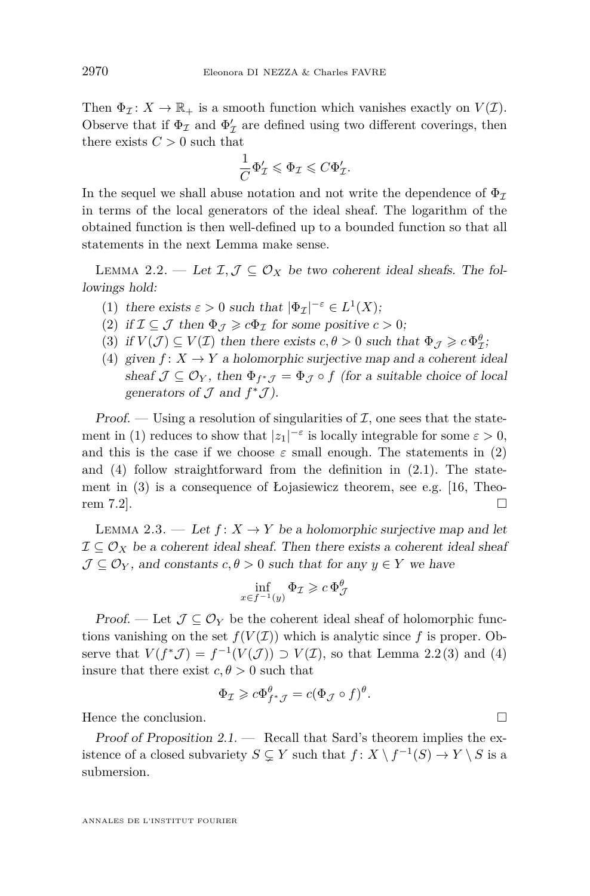Then $\Phi_{\mathcal{I}}\colon X \to \mathbb{R}_+$ is a smooth function which vanishes exactly on $V(\mathcal{I})$. Observe that if $\Phi_{\mathcal{I}}$ and $\Phi'_{\mathcal{I}}$ are defined using two different coverings, then there exists $C > 0$ such that

$$\frac{1}{C}\Phi'_{\mathcal{I}} \leqslant \Phi_{\mathcal{I}} \leqslant C\Phi'_{\mathcal{I}}.$$

In the sequel we shall abuse notation and not write the dependence of $\Phi_{\mathcal{I}}$ in terms of the local generators of the ideal sheaf. The logarithm of the obtained function is then well-defined up to a bounded function so that all statements in the next Lemma make sense.

Lemma 2.2. — *Let $\mathcal{I}, \mathcal{J} \subseteq \mathcal{O}_X$ be two coherent ideal sheafs. The followings hold:*

1. *there exists $\varepsilon > 0$ such that $|\Phi_{\mathcal{I}}|^{-\varepsilon} \in L^1(X)$;*
2. *if $\mathcal{I} \subseteq \mathcal{J}$ then $\Phi_{\mathcal{J}} \geqslant c\Phi_{\mathcal{I}}$ for some positive $c > 0$;*
3. *if $V(\mathcal{J}) \subseteq V(\mathcal{I})$ then there exists $c, \theta > 0$ such that $\Phi_{\mathcal{J}} \geqslant c\,\Phi_{\mathcal{I}}^{\theta}$;*
4. *given $f\colon X \to Y$ a holomorphic surjective map and a coherent ideal sheaf $\mathcal{J} \subseteq \mathcal{O}_Y$, then $\Phi_{f^*\mathcal{J}} = \Phi_{\mathcal{J}} \circ f$ (for a suitable choice of local generators of $\mathcal{J}$ and $f^*\mathcal{J}$).*

*Proof.* — Using a resolution of singularities of $\mathcal{I}$, one sees that the statement in (1) reduces to show that $|z_1|^{-\varepsilon}$ is locally integrable for some $\varepsilon > 0$, and this is the case if we choose $\varepsilon$ small enough. The statements in (2) and (4) follow straightforward from the definition in (2.1). The statement in (3) is a consequence of Łojasiewicz theorem, see e.g. [16, Theorem 7.2]. □

Lemma 2.3. — *Let $f\colon X \to Y$ be a holomorphic surjective map and let $\mathcal{I} \subseteq \mathcal{O}_X$ be a coherent ideal sheaf. Then there exists a coherent ideal sheaf $\mathcal{J} \subseteq \mathcal{O}_Y$, and constants $c, \theta > 0$ such that for any $y \in Y$ we have*

$$\inf_{x \in f^{-1}(y)} \Phi_{\mathcal{I}} \geqslant c\,\Phi_{\mathcal{J}}^{\theta}$$

*Proof.* — Let $\mathcal{J} \subseteq \mathcal{O}_Y$ be the coherent ideal sheaf of holomorphic functions vanishing on the set $f(V(\mathcal{I}))$ which is analytic since $f$ is proper. Observe that $V(f^*\mathcal{J}) = f^{-1}(V(\mathcal{J})) \supset V(\mathcal{I})$, so that Lemma 2.2 (3) and (4) insure that there exist $c, \theta > 0$ such that

$$\Phi_{\mathcal{I}} \geqslant c\Phi^{\theta}_{f^*\mathcal{J}} = c(\Phi_{\mathcal{J}} \circ f)^{\theta}.$$

Hence the conclusion. □

*Proof of Proposition 2.1.* — Recall that Sard's theorem implies the existence of a closed subvariety $S \subsetneq Y$ such that $f\colon X \setminus f^{-1}(S) \to Y \setminus S$ is a submersion.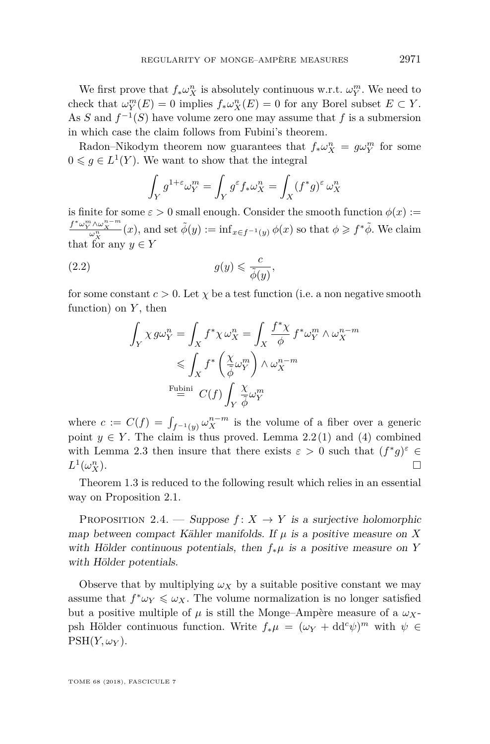We first prove that $f_*\omega_X^n$ is absolutely continuous w.r.t. $\omega_Y^m$. We need to check that $\omega_Y^m(E) = 0$ implies $f_*\omega_X^n(E) = 0$ for any Borel subset $E \subset Y$. As $S$ and $f^{-1}(S)$ have volume zero one may assume that $f$ is a submersion in which case the claim follows from Fubini's theorem.

Radon–Nikodym theorem now guarantees that $f_*\omega_X^n = g\omega_Y^m$ for some $0 \leqslant g \in L^1(Y)$. We want to show that the integral

$$\int_Y g^{1+\varepsilon}\omega_Y^m = \int_Y g^{\varepsilon} f_*\omega_X^n = \int_X (f^*g)^{\varepsilon}\, \omega_X^n$$

is finite for some $\varepsilon > 0$ small enough. Consider the smooth function $\phi(x) := \frac{f^*\omega_Y^m \wedge \omega_X^{n-m}}{\omega_X^n}(x)$, and set $\tilde{\phi}(y) := \inf_{x \in f^{-1}(y)} \phi(x)$ so that $\phi \geqslant f^*\tilde{\phi}$. We claim that for any $y \in Y$

$$g(y) \leqslant \frac{c}{\tilde{\phi}(y)}, \tag{2.2}$$

for some constant $c > 0$. Let $\chi$ be a test function (i.e. a non negative smooth function) on $Y$, then

$$\begin{aligned}
\int_Y \chi\, g\omega_Y^n = \int_X f^*\chi\, \omega_X^n &= \int_X \frac{f^*\chi}{\phi}\, f^*\omega_Y^m \wedge \omega_X^{n-m} \\
&\leqslant \int_X f^*\left(\frac{\chi}{\tilde{\phi}}\omega_Y^m\right) \wedge \omega_X^{n-m} \\
&\overset{\text{Fubini}}{=} C(f) \int_Y \frac{\chi}{\tilde{\phi}}\omega_Y^m
\end{aligned}$$

where $c := C(f) = \int_{f^{-1}(y)} \omega_X^{n-m}$ is the volume of a fiber over a generic point $y \in Y$. The claim is thus proved. Lemma 2.2 (1) and (4) combined with Lemma 2.3 then insure that there exists $\varepsilon > 0$ such that $(f^*g)^{\varepsilon} \in L^1(\omega_X^n)$. □

Theorem 1.3 is reduced to the following result which relies in an essential way on Proposition 2.1.

Proposition 2.4. — *Suppose $f\colon X \to Y$ is a surjective holomorphic map between compact Kähler manifolds. If $\mu$ is a positive measure on $X$ with Hölder continuous potentials, then $f_*\mu$ is a positive measure on $Y$ with Hölder potentials.*

Observe that by multiplying $\omega_X$ by a suitable positive constant we may assume that $f^*\omega_Y \leqslant \omega_X$. The volume normalization is no longer satisfied but a positive multiple of $\mu$ is still the Monge–Ampère measure of a $\omega_X$-psh Hölder continuous function. Write $f_*\mu = (\omega_Y + \mathrm{dd}^c\psi)^m$ with $\psi \in \mathrm{PSH}(Y, \omega_Y)$.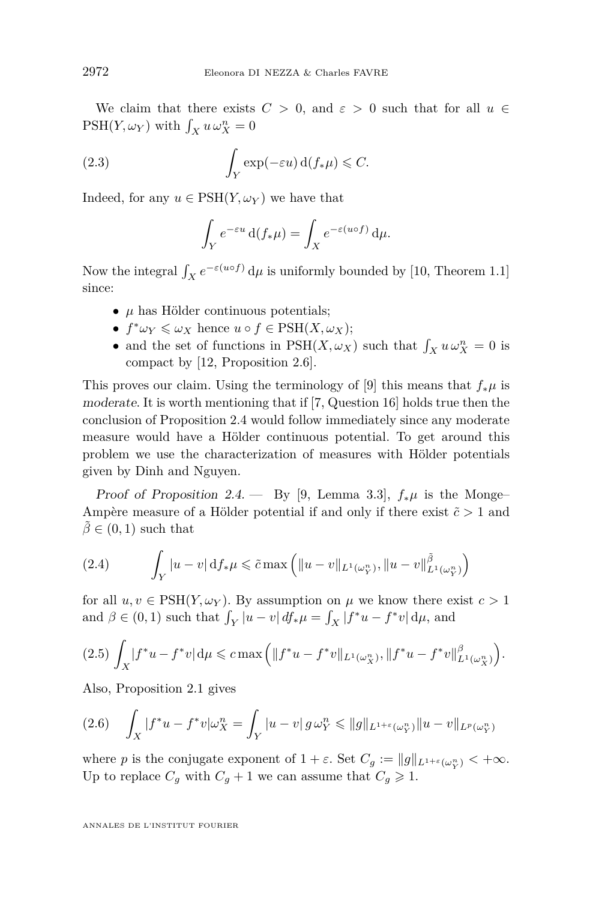We claim that there exists $C > 0$, and $\varepsilon > 0$ such that for all $u \in \mathrm{PSH}(Y, \omega_Y)$ with $\int_X u\, \omega_X^n = 0$

$$\int_Y \exp(-\varepsilon u)\, \mathrm{d}(f_*\mu) \leqslant C. \tag{2.3}$$

Indeed, for any $u \in \mathrm{PSH}(Y, \omega_Y)$ we have that

$$\int_Y e^{-\varepsilon u}\, \mathrm{d}(f_*\mu) = \int_X e^{-\varepsilon(u\circ f)}\, \mathrm{d}\mu.$$

Now the integral $\int_X e^{-\varepsilon(u\circ f)}\, \mathrm{d}\mu$ is uniformly bounded by [10, Theorem 1.1] since:

- $\mu$ has Hölder continuous potentials;
- $f^*\omega_Y \leqslant \omega_X$ hence $u \circ f \in \mathrm{PSH}(X, \omega_X)$;
- and the set of functions in $\mathrm{PSH}(X, \omega_X)$ such that $\int_X u\, \omega_X^n = 0$ is compact by [12, Proposition 2.6].

This proves our claim. Using the terminology of [9] this means that $f_*\mu$ is *moderate*. It is worth mentioning that if [7, Question 16] holds true then the conclusion of Proposition 2.4 would follow immediately since any moderate measure would have a Hölder continuous potential. To get around this problem we use the characterization of measures with Hölder potentials given by Dinh and Nguyen.

*Proof of Proposition 2.4.* — By [9, Lemma 3.3], $f_*\mu$ is the Monge–Ampère measure of a Hölder potential if and only if there exist $\tilde{c} > 1$ and $\tilde{\beta} \in (0, 1)$ such that

$$\int_Y |u - v|\, \mathrm{d}f_*\mu \leqslant \tilde{c} \max\left(\|u - v\|_{L^1(\omega_Y^n)}, \|u - v\|_{L^1(\omega_Y^n)}^{\tilde{\beta}}\right) \tag{2.4}$$

for all $u, v \in \mathrm{PSH}(Y, \omega_Y)$. By assumption on $\mu$ we know there exist $c > 1$ and $\beta \in (0, 1)$ such that $\int_Y |u - v|\, df_*\mu = \int_X |f^*u - f^*v|\, \mathrm{d}\mu$, and

$$\int_X |f^*u - f^*v|\, \mathrm{d}\mu \leqslant c \max\left(\|f^*u - f^*v\|_{L^1(\omega_X^n)}, \|f^*u - f^*v\|_{L^1(\omega_X^n)}^{\beta}\right). \tag{2.5}$$

Also, Proposition 2.1 gives

$$\int_X |f^*u - f^*v| \omega_X^n = \int_Y |u - v|\, g\, \omega_Y^n \leqslant \|g\|_{L^{1+\varepsilon}(\omega_Y^n)} \|u - v\|_{L^p(\omega_Y^n)} \tag{2.6}$$

where $p$ is the conjugate exponent of $1 + \varepsilon$. Set $C_g := \|g\|_{L^{1+\varepsilon}(\omega_Y^n)} < +\infty$. Up to replace $C_g$ with $C_g + 1$ we can assume that $C_g \geqslant 1$.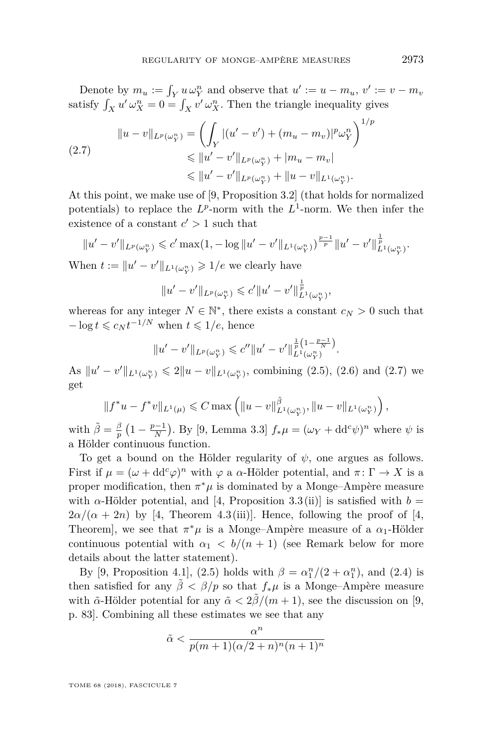Denote by $m_u := \int_Y u\,\omega_Y^n$ and observe that $u' := u - m_u$, $v' := v - m_v$ satisfy $\int_X u'\,\omega_X^n = 0 = \int_X v'\,\omega_X^n$. Then the triangle inequality gives

$$
\begin{aligned}
\|u-v\|_{L^p(\omega_Y^n)} &= \left(\int_Y |(u'-v') + (m_u - m_v)|^p \omega_Y^n\right)^{1/p} \\
&\leqslant \|u'-v'\|_{L^p(\omega_Y^n)} + |m_u - m_v| \\
&\leqslant \|u'-v'\|_{L^p(\omega_Y^n)} + \|u-v\|_{L^1(\omega_Y^n)}.
\end{aligned}
\tag{2.7}
$$

At this point, we make use of [9, Proposition 3.2] (that holds for normalized potentials) to replace the $L^p$-norm with the $L^1$-norm. We then infer the existence of a constant $c' > 1$ such that

$$
\|u'-v'\|_{L^p(\omega_Y^n)} \leqslant c' \max(1, -\log \|u'-v'\|_{L^1(\omega_Y^n)})^{\frac{p-1}{p}} \|u'-v'\|_{L^1(\omega_Y^n)}^{\frac{1}{p}}.
$$

When $t := \|u'-v'\|_{L^1(\omega_Y^n)} \geqslant 1/e$ we clearly have

$$
\|u'-v'\|_{L^p(\omega_Y^n)} \leqslant c' \|u'-v'\|_{L^1(\omega_Y^n)}^{\frac{1}{p}},
$$

whereas for any integer $N \in \mathbb{N}^*$, there exists a constant $c_N > 0$ such that $-\log t \leqslant c_N t^{-1/N}$ when $t \leqslant 1/e$, hence

$$
\|u'-v'\|_{L^p(\omega_Y^n)} \leqslant c'' \|u'-v'\|_{L^1(\omega_Y^n)}^{\frac{1}{p}\left(1-\frac{p-1}{N}\right)}.
$$

As $\|u'-v'\|_{L^1(\omega_Y^n)} \leqslant 2\|u-v\|_{L^1(\omega_Y^n)}$, combining (2.5), (2.6) and (2.7) we get

$$
\|f^*u - f^*v\|_{L^1(\mu)} \leqslant C \max\left(\|u-v\|_{L^1(\omega_Y^n)}^{\tilde{\beta}}, \|u-v\|_{L^1(\omega_Y^n)}\right),
$$

with $\tilde{\beta} = \frac{\beta}{p}\left(1 - \frac{p-1}{N}\right)$. By [9, Lemma 3.3] $f_*\mu = (\omega_Y + \mathrm{dd}^c\psi)^n$ where $\psi$ is a Hölder continuous function.

To get a bound on the Hölder regularity of $\psi$, one argues as follows. First if $\mu = (\omega + \mathrm{dd}^c\varphi)^n$ with $\varphi$ a $\alpha$-Hölder potential, and $\pi \colon \Gamma \to X$ is a proper modification, then $\pi^*\mu$ is dominated by a Monge–Ampère measure with $\alpha$-Hölder potential, and [4, Proposition 3.3(ii)] is satisfied with $b = 2\alpha/(\alpha + 2n)$ by [4, Theorem 4.3(iii)]. Hence, following the proof of [4, Theorem], we see that $\pi^*\mu$ is a Monge–Ampère measure of a $\alpha_1$-Hölder continuous potential with $\alpha_1 < b/(n+1)$ (see Remark below for more details about the latter statement).

By [9, Proposition 4.1], (2.5) holds with $\beta = \alpha_1^n/(2 + \alpha_1^n)$, and (2.4) is then satisfied for any $\tilde{\beta} < \beta/p$ so that $f_*\mu$ is a Monge–Ampère measure with $\tilde{\alpha}$-Hölder potential for any $\tilde{\alpha} < 2\tilde{\beta}/(m+1)$, see the discussion on [9, p. 83]. Combining all these estimates we see that any

$$
\tilde{\alpha} < \frac{\alpha^n}{p(m+1)(\alpha/2 + n)^n (n+1)^n}
$$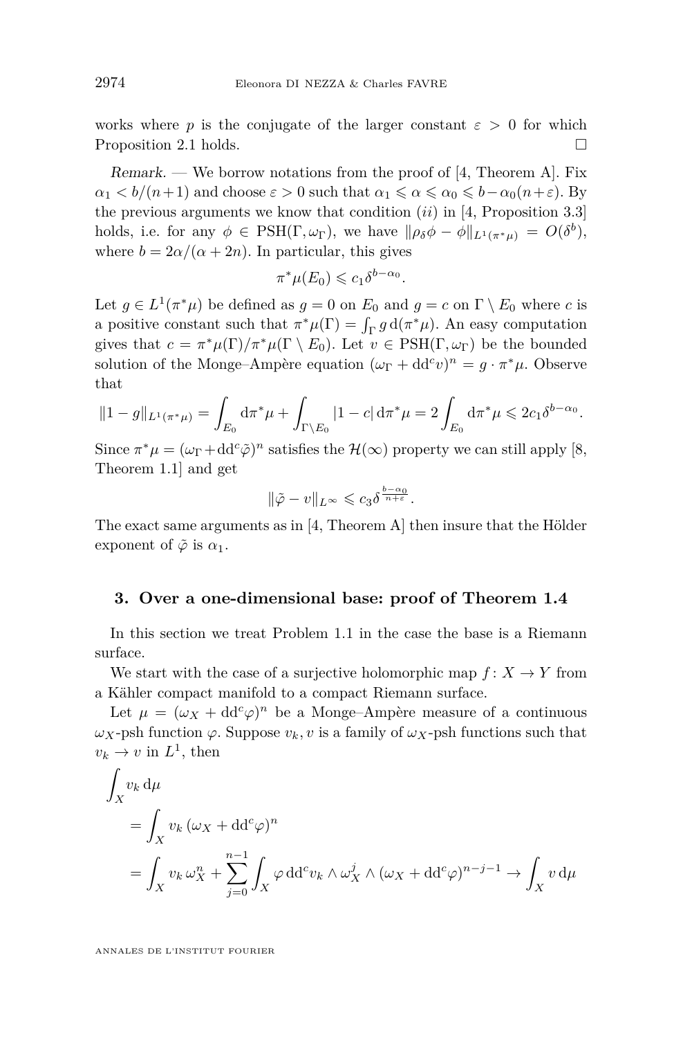works where $p$ is the conjugate of the larger constant $\varepsilon > 0$ for which Proposition 2.1 holds. □

*Remark.* — We borrow notations from the proof of [4, Theorem A]. Fix $\alpha_1 < b/(n+1)$ and choose $\varepsilon > 0$ such that $\alpha_1 \leqslant \alpha \leqslant \alpha_0 \leqslant b - \alpha_0(n+\varepsilon)$. By the previous arguments we know that condition $(ii)$ in [4, Proposition 3.3] holds, i.e. for any $\phi \in \mathrm{PSH}(\Gamma, \omega_\Gamma)$, we have $\|\rho_\delta \phi - \phi\|_{L^1(\pi^*\mu)} = O(\delta^b)$, where $b = 2\alpha/(\alpha + 2n)$. In particular, this gives

$$\pi^*\mu(E_0) \leqslant c_1 \delta^{b-\alpha_0}.$$

Let $g \in L^1(\pi^*\mu)$ be defined as $g = 0$ on $E_0$ and $g = c$ on $\Gamma \setminus E_0$ where $c$ is a positive constant such that $\pi^*\mu(\Gamma) = \int_\Gamma g \, \mathrm{d}(\pi^*\mu)$. An easy computation gives that $c = \pi^*\mu(\Gamma)/\pi^*\mu(\Gamma \setminus E_0)$. Let $v \in \mathrm{PSH}(\Gamma, \omega_\Gamma)$ be the bounded solution of the Monge–Ampère equation $(\omega_\Gamma + \mathrm{dd}^c v)^n = g \cdot \pi^*\mu$. Observe that

$$\|1 - g\|_{L^1(\pi^*\mu)} = \int_{E_0} \mathrm{d}\pi^*\mu + \int_{\Gamma \setminus E_0} |1 - c| \, \mathrm{d}\pi^*\mu = 2 \int_{E_0} \mathrm{d}\pi^*\mu \leqslant 2c_1 \delta^{b-\alpha_0}.$$

Since $\pi^*\mu = (\omega_\Gamma + \mathrm{dd}^c \tilde{\varphi})^n$ satisfies the $\mathcal{H}(\infty)$ property we can still apply [8, Theorem 1.1] and get

$$\|\tilde{\varphi} - v\|_{L^\infty} \leqslant c_3 \delta^{\frac{b-\alpha_0}{n+\varepsilon}}.$$

The exact same arguments as in [4, Theorem A] then insure that the Hölder exponent of $\tilde{\varphi}$ is $\alpha_1$.

## 3. Over a one-dimensional base: proof of Theorem 1.4

In this section we treat Problem 1.1 in the case the base is a Riemann surface.

We start with the case of a surjective holomorphic map $f \colon X \to Y$ from a Kähler compact manifold to a compact Riemann surface.

Let $\mu = (\omega_X + \mathrm{dd}^c \varphi)^n$ be a Monge–Ampère measure of a continuous $\omega_X$-psh function $\varphi$. Suppose $v_k, v$ is a family of $\omega_X$-psh functions such that $v_k \to v$ in $L^1$, then

$$\begin{aligned}
\int_X v_k \, \mathrm{d}\mu
&= \int_X v_k \, (\omega_X + \mathrm{dd}^c \varphi)^n \\
&= \int_X v_k \, \omega_X^n + \sum_{j=0}^{n-1} \int_X \varphi \, \mathrm{dd}^c v_k \wedge \omega_X^j \wedge (\omega_X + \mathrm{dd}^c \varphi)^{n-j-1} \to \int_X v \, \mathrm{d}\mu
\end{aligned}$$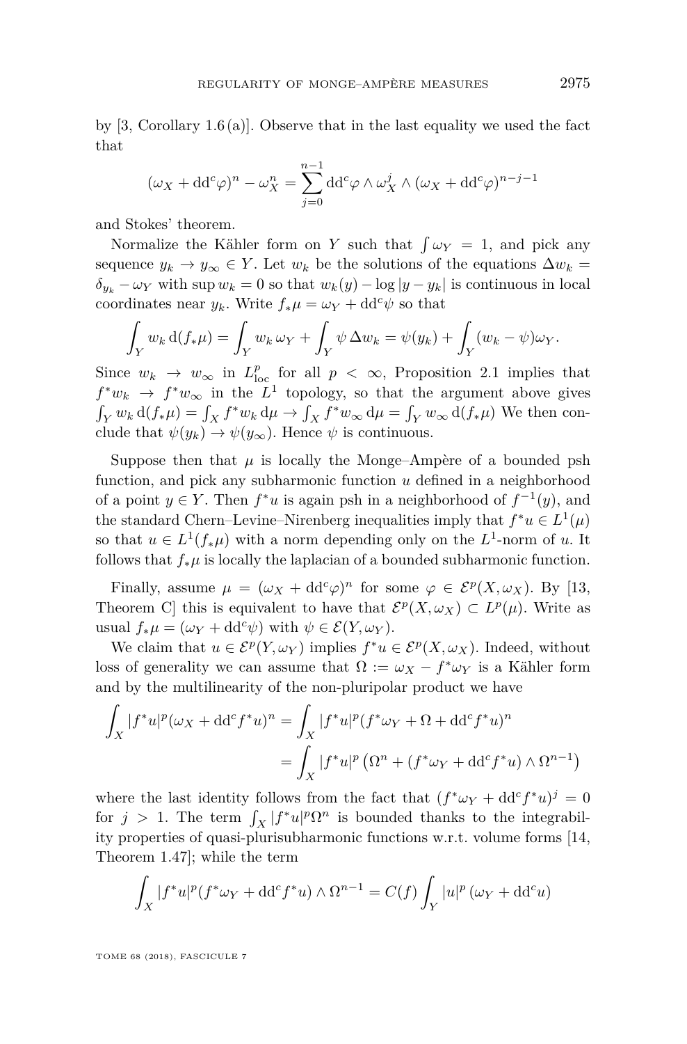by [3, Corollary 1.6 (a)]. Observe that in the last equality we used the fact that

$$(\omega_X + \mathrm{dd}^c\varphi)^n - \omega_X^n = \sum_{j=0}^{n-1} \mathrm{dd}^c\varphi \wedge \omega_X^j \wedge (\omega_X + \mathrm{dd}^c\varphi)^{n-j-1}$$

and Stokes' theorem.

Normalize the Kähler form on $Y$ such that $\int \omega_Y = 1$, and pick any sequence $y_k \to y_\infty \in Y$. Let $w_k$ be the solutions of the equations $\Delta w_k = \delta_{y_k} - \omega_Y$ with $\sup w_k = 0$ so that $w_k(y) - \log|y - y_k|$ is continuous in local coordinates near $y_k$. Write $f_*\mu = \omega_Y + \mathrm{dd}^c\psi$ so that

$$\int_Y w_k \,\mathrm{d}(f_*\mu) = \int_Y w_k \,\omega_Y + \int_Y \psi \,\Delta w_k = \psi(y_k) + \int_Y (w_k - \psi)\omega_Y.$$

Since $w_k \to w_\infty$ in $L^p_{\mathrm{loc}}$ for all $p < \infty$, Proposition 2.1 implies that $f^*w_k \to f^*w_\infty$ in the $L^1$ topology, so that the argument above gives $\int_Y w_k \,\mathrm{d}(f_*\mu) = \int_X f^*w_k \,\mathrm{d}\mu \to \int_X f^*w_\infty \,\mathrm{d}\mu = \int_Y w_\infty \,\mathrm{d}(f_*\mu)$ We then conclude that $\psi(y_k) \to \psi(y_\infty)$. Hence $\psi$ is continuous.

Suppose then that $\mu$ is locally the Monge–Ampère of a bounded psh function, and pick any subharmonic function $u$ defined in a neighborhood of a point $y \in Y$. Then $f^*u$ is again psh in a neighborhood of $f^{-1}(y)$, and the standard Chern–Levine–Nirenberg inequalities imply that $f^*u \in L^1(\mu)$ so that $u \in L^1(f_*\mu)$ with a norm depending only on the $L^1$-norm of $u$. It follows that $f_*\mu$ is locally the laplacian of a bounded subharmonic function.

Finally, assume $\mu = (\omega_X + \mathrm{dd}^c\varphi)^n$ for some $\varphi \in \mathcal{E}^p(X, \omega_X)$. By [13, Theorem C] this is equivalent to have that $\mathcal{E}^p(X, \omega_X) \subset L^p(\mu)$. Write as usual $f_*\mu = (\omega_Y + \mathrm{dd}^c\psi)$ with $\psi \in \mathcal{E}(Y, \omega_Y)$.

We claim that $u \in \mathcal{E}^p(Y, \omega_Y)$ implies $f^*u \in \mathcal{E}^p(X, \omega_X)$. Indeed, without loss of generality we can assume that $\Omega := \omega_X - f^*\omega_Y$ is a Kähler form and by the multilinearity of the non-pluripolar product we have

$$\begin{aligned}
\int_X |f^*u|^p(\omega_X + \mathrm{dd}^c f^*u)^n &= \int_X |f^*u|^p(f^*\omega_Y + \Omega + \mathrm{dd}^c f^*u)^n \\
&= \int_X |f^*u|^p \left(\Omega^n + (f^*\omega_Y + \mathrm{dd}^c f^*u) \wedge \Omega^{n-1}\right)
\end{aligned}$$

where the last identity follows from the fact that $(f^*\omega_Y + \mathrm{dd}^c f^*u)^j = 0$ for $j > 1$. The term $\int_X |f^*u|^p \Omega^n$ is bounded thanks to the integrability properties of quasi-plurisubharmonic functions w.r.t. volume forms [14, Theorem 1.47]; while the term

$$\int_X |f^*u|^p (f^*\omega_Y + \mathrm{dd}^c f^*u) \wedge \Omega^{n-1} = C(f) \int_Y |u|^p \,(\omega_Y + \mathrm{dd}^c u)$$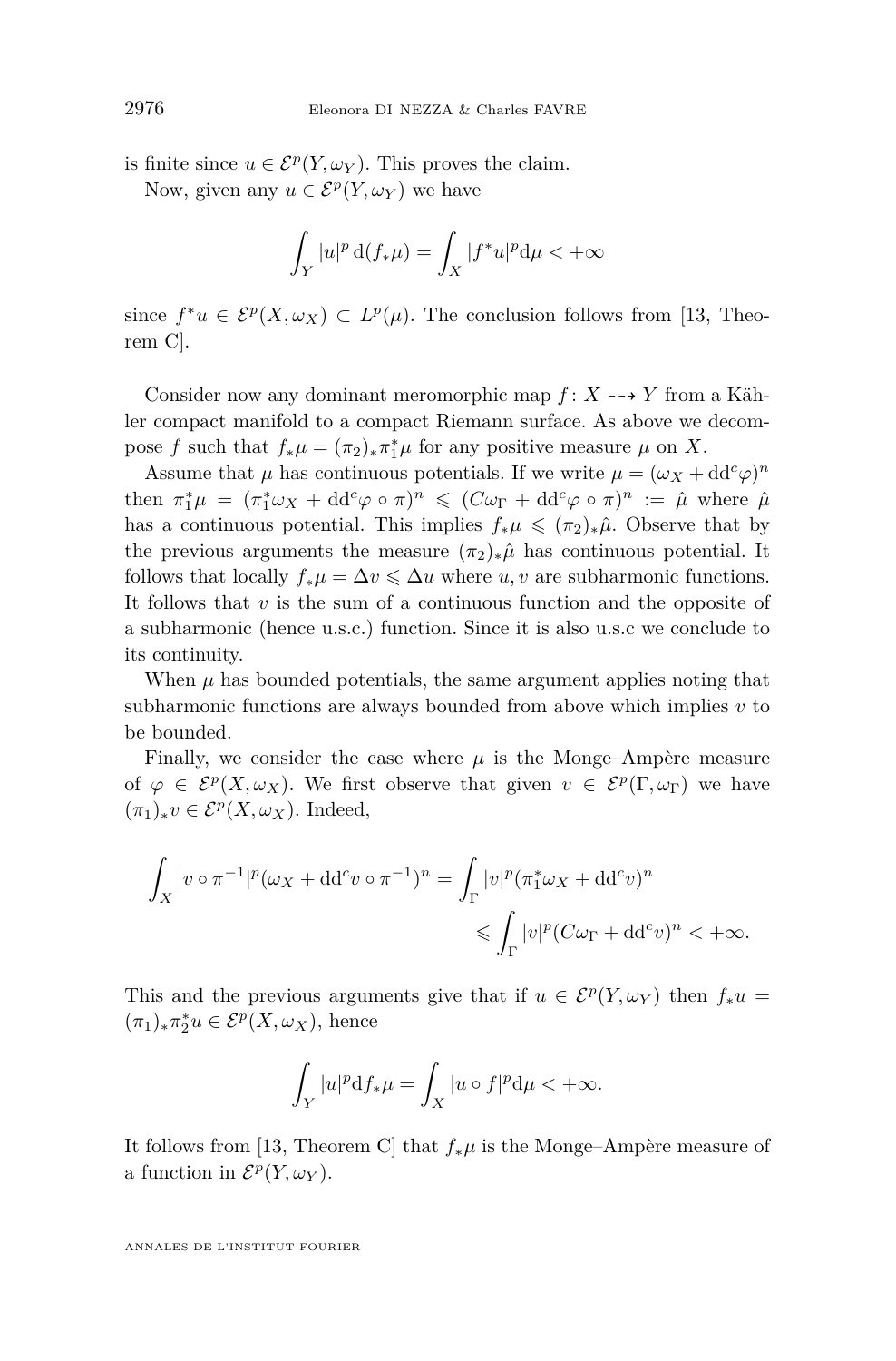is finite since $u \in \mathcal{E}^p(Y, \omega_Y)$. This proves the claim.

Now, given any $u \in \mathcal{E}^p(Y, \omega_Y)$ we have

$$\int_Y |u|^p \, \mathrm{d}(f_* \mu) = \int_X |f^* u|^p \mathrm{d}\mu < +\infty$$

since $f^* u \in \mathcal{E}^p(X, \omega_X) \subset L^p(\mu)$. The conclusion follows from [13, Theorem C].

Consider now any dominant meromorphic map $f \colon X \dashrightarrow Y$ from a Kähler compact manifold to a compact Riemann surface. As above we decompose $f$ such that $f_* \mu = (\pi_2)_* \pi_1^* \mu$ for any positive measure $\mu$ on $X$.

Assume that $\mu$ has continuous potentials. If we write $\mu = (\omega_X + \mathrm{dd}^c \varphi)^n$ then $\pi_1^* \mu = (\pi_1^* \omega_X + \mathrm{dd}^c \varphi \circ \pi)^n \leqslant (C\omega_\Gamma + \mathrm{dd}^c \varphi \circ \pi)^n := \hat{\mu}$ where $\hat{\mu}$ has a continuous potential. This implies $f_* \mu \leqslant (\pi_2)_* \hat{\mu}$. Observe that by the previous arguments the measure $(\pi_2)_* \hat{\mu}$ has continuous potential. It follows that locally $f_* \mu = \Delta v \leqslant \Delta u$ where $u, v$ are subharmonic functions. It follows that $v$ is the sum of a continuous function and the opposite of a subharmonic (hence u.s.c.) function. Since it is also u.s.c we conclude to its continuity.

When $\mu$ has bounded potentials, the same argument applies noting that subharmonic functions are always bounded from above which implies $v$ to be bounded.

Finally, we consider the case where $\mu$ is the Monge–Ampère measure of $\varphi \in \mathcal{E}^p(X, \omega_X)$. We first observe that given $v \in \mathcal{E}^p(\Gamma, \omega_\Gamma)$ we have $(\pi_1)_* v \in \mathcal{E}^p(X, \omega_X)$. Indeed,

$$\int_X |v \circ \pi^{-1}|^p (\omega_X + \mathrm{dd}^c v \circ \pi^{-1})^n = \int_\Gamma |v|^p (\pi_1^* \omega_X + \mathrm{dd}^c v)^n \leqslant \int_\Gamma |v|^p (C\omega_\Gamma + \mathrm{dd}^c v)^n < +\infty.$$

This and the previous arguments give that if $u \in \mathcal{E}^p(Y, \omega_Y)$ then $f_* u = (\pi_1)_* \pi_2^* u \in \mathcal{E}^p(X, \omega_X)$, hence

$$\int_Y |u|^p \mathrm{d} f_* \mu = \int_X |u \circ f|^p \mathrm{d}\mu < +\infty.$$

It follows from [13, Theorem C] that $f_* \mu$ is the Monge–Ampère measure of a function in $\mathcal{E}^p(Y, \omega_Y)$.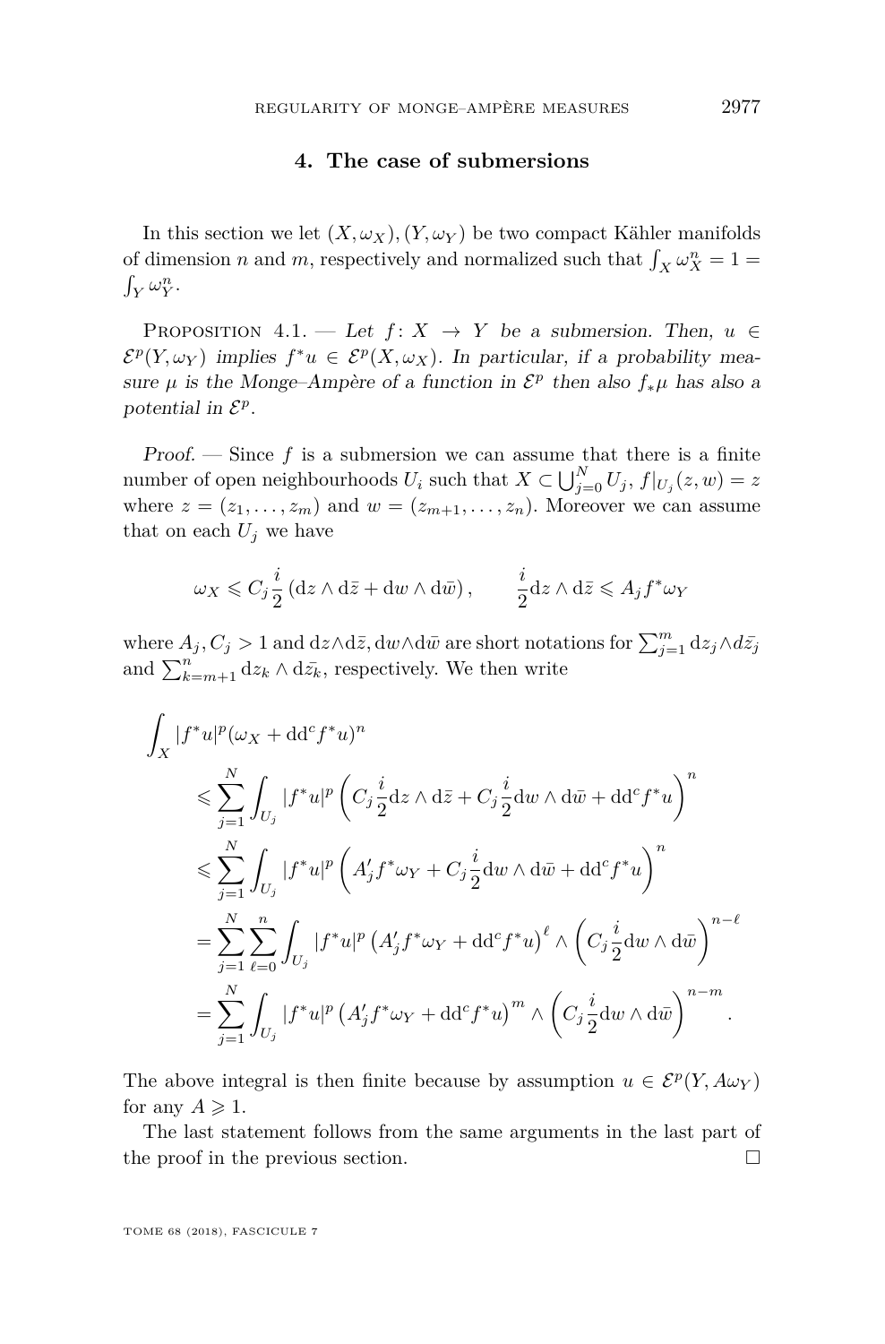## 4. The case of submersions

In this section we let $(X,\omega_X),(Y,\omega_Y)$ be two compact Kähler manifolds of dimension $n$ and $m$, respectively and normalized such that $\int_X \omega_X^n = 1 = \int_Y \omega_Y^n$.

Proposition 4.1. — *Let $f\colon X \to Y$ be a submersion. Then, $u \in \mathcal{E}^p(Y,\omega_Y)$ implies $f^*u \in \mathcal{E}^p(X,\omega_X)$. In particular, if a probability measure $\mu$ is the Monge–Ampère of a function in $\mathcal{E}^p$ then also $f_*\mu$ has also a potential in $\mathcal{E}^p$.*

*Proof.* — Since $f$ is a submersion we can assume that there is a finite number of open neighbourhoods $U_i$ such that $X \subset \bigcup_{j=0}^N U_j$, $f|_{U_j}(z,w) = z$ where $z = (z_1,\dots,z_m)$ and $w = (z_{m+1},\dots,z_n)$. Moreover we can assume that on each $U_j$ we have

$$\omega_X \leqslant C_j \frac{i}{2}\left(\mathrm{d}z\wedge \mathrm{d}\bar{z} + \mathrm{d}w \wedge \mathrm{d}\bar{w}\right), \qquad \frac{i}{2}\mathrm{d}z\wedge\mathrm{d}\bar{z} \leqslant A_j f^*\omega_Y$$

where $A_j, C_j > 1$ and $\mathrm{d}z\wedge\mathrm{d}\bar{z}, \mathrm{d}w\wedge\mathrm{d}\bar{w}$ are short notations for $\sum_{j=1}^m \mathrm{d}z_j \wedge d\bar{z_j}$ and $\sum_{k=m+1}^n \mathrm{d}z_k \wedge \mathrm{d}\bar{z_k}$, respectively. We then write

$$\begin{aligned}
&\int_X |f^*u|^p(\omega_X + \mathrm{dd}^c f^*u)^n \\
&\qquad \leqslant \sum_{j=1}^N \int_{U_j} |f^*u|^p \left(C_j \frac{i}{2}\mathrm{d}z\wedge\mathrm{d}\bar{z} + C_j\frac{i}{2}\mathrm{d}w\wedge\mathrm{d}\bar{w} + \mathrm{dd}^c f^*u\right)^n \\
&\qquad \leqslant \sum_{j=1}^N \int_{U_j} |f^*u|^p \left(A_j' f^*\omega_Y + C_j\frac{i}{2}\mathrm{d}w\wedge\mathrm{d}\bar{w} + \mathrm{dd}^c f^*u\right)^n \\
&\qquad = \sum_{j=1}^N \sum_{\ell=0}^n \int_{U_j} |f^*u|^p \left(A_j' f^*\omega_Y + \mathrm{dd}^c f^*u\right)^\ell \wedge \left(C_j\frac{i}{2}\mathrm{d}w\wedge\mathrm{d}\bar{w}\right)^{n-\ell} \\
&\qquad = \sum_{j=1}^N \int_{U_j} |f^*u|^p \left(A_j' f^*\omega_Y + \mathrm{dd}^c f^*u\right)^m \wedge \left(C_j\frac{i}{2}\mathrm{d}w\wedge\mathrm{d}\bar{w}\right)^{n-m}.
\end{aligned}$$

The above integral is then finite because by assumption $u \in \mathcal{E}^p(Y, A\omega_Y)$ for any $A \geqslant 1$.

The last statement follows from the same arguments in the last part of the proof in the previous section. $\square$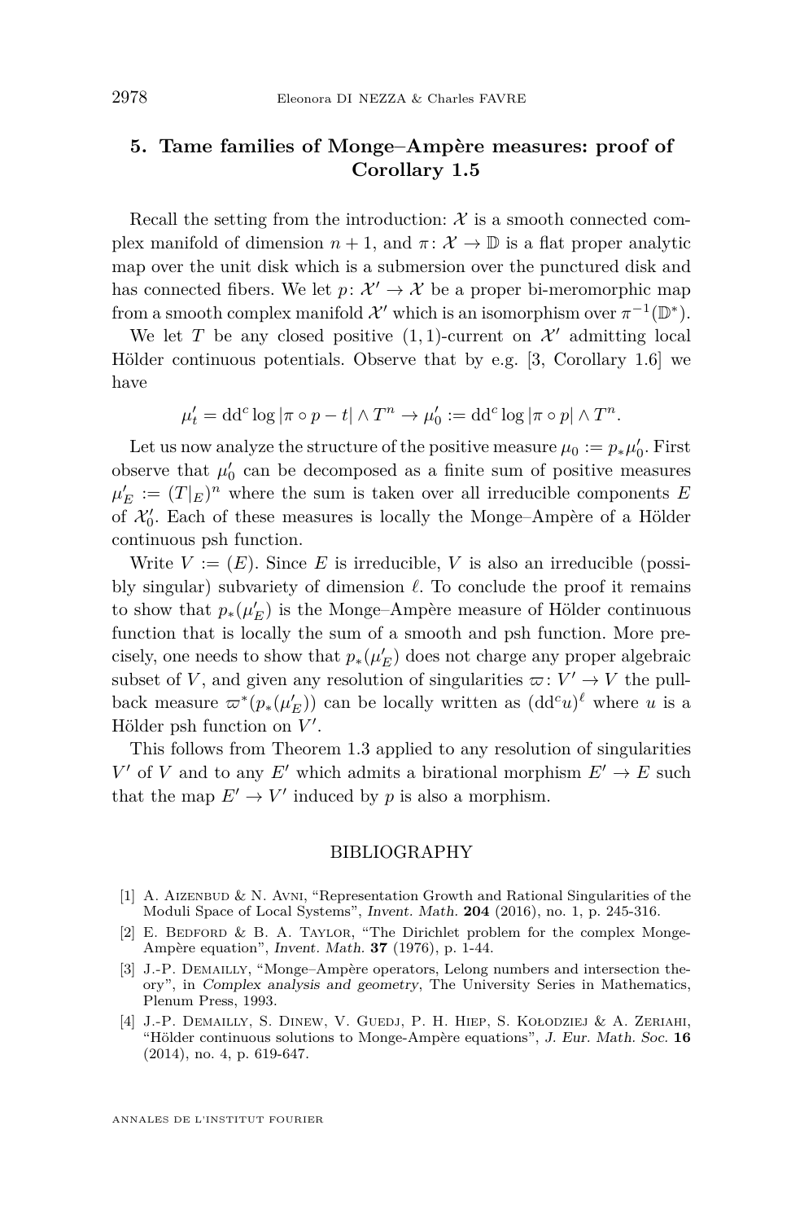## 5. Tame families of Monge–Ampère measures: proof of Corollary 1.5

Recall the setting from the introduction: $\mathcal{X}$ is a smooth connected complex manifold of dimension $n+1$, and $\pi\colon \mathcal{X} \to \mathbb{D}$ is a flat proper analytic map over the unit disk which is a submersion over the punctured disk and has connected fibers. We let $p\colon \mathcal{X}' \to \mathcal{X}$ be a proper bi-meromorphic map from a smooth complex manifold $\mathcal{X}'$ which is an isomorphism over $\pi^{-1}(\mathbb{D}^*)$.

We let $T$ be any closed positive $(1,1)$-current on $\mathcal{X}'$ admitting local Hölder continuous potentials. Observe that by e.g. [3, Corollary 1.6] we have

$$\mu'_t = \mathrm{dd}^c \log|\pi \circ p - t| \wedge T^n \to \mu'_0 := \mathrm{dd}^c \log|\pi \circ p| \wedge T^n.$$

Let us now analyze the structure of the positive measure $\mu_0 := p_*\mu'_0$. First observe that $\mu'_0$ can be decomposed as a finite sum of positive measures $\mu'_E := (T|_E)^n$ where the sum is taken over all irreducible components $E$ of $\mathcal{X}'_0$. Each of these measures is locally the Monge–Ampère of a Hölder continuous psh function.

Write $V := (E)$. Since $E$ is irreducible, $V$ is also an irreducible (possibly singular) subvariety of dimension $\ell$. To conclude the proof it remains to show that $p_*(\mu'_E)$ is the Monge–Ampère measure of Hölder continuous function that is locally the sum of a smooth and psh function. More precisely, one needs to show that $p_*(\mu'_E)$ does not charge any proper algebraic subset of $V$, and given any resolution of singularities $\varpi\colon V' \to V$ the pullback measure $\varpi^*(p_*(\mu'_E))$ can be locally written as $(\mathrm{dd}^c u)^\ell$ where $u$ is a Hölder psh function on $V'$.

This follows from Theorem 1.3 applied to any resolution of singularities $V'$ of $V$ and to any $E'$ which admits a birational morphism $E' \to E$ such that the map $E' \to V'$ induced by $p$ is also a morphism.

## BIBLIOGRAPHY

[1] A. Aizenbud & N. Avni, "Representation Growth and Rational Singularities of the Moduli Space of Local Systems", *Invent. Math.* **204** (2016), no. 1, p. 245-316.

[2] E. Bedford & B. A. Taylor, "The Dirichlet problem for the complex Monge-Ampère equation", *Invent. Math.* **37** (1976), p. 1-44.

[3] J.-P. Demailly, "Monge–Ampère operators, Lelong numbers and intersection theory", in *Complex analysis and geometry*, The University Series in Mathematics, Plenum Press, 1993.

[4] J.-P. Demailly, S. Dinew, V. Guedj, P. H. Hiep, S. Kołodziej & A. Zeriahi, "Hölder continuous solutions to Monge-Ampère equations", *J. Eur. Math. Soc.* **16** (2014), no. 4, p. 619-647.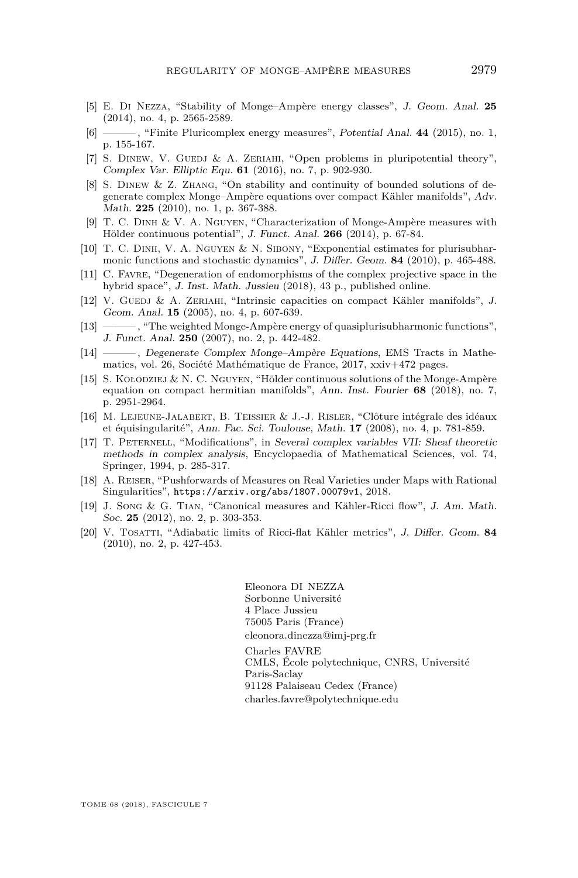[5] E. Di Nezza, "Stability of Monge–Ampère energy classes", *J. Geom. Anal.* **25** (2014), no. 4, p. 2565-2589.

[6] ———, "Finite Pluricomplex energy measures", *Potential Anal.* **44** (2015), no. 1, p. 155-167.

[7] S. Dinew, V. Guedj & A. Zeriahi, "Open problems in pluripotential theory", *Complex Var. Elliptic Equ.* **61** (2016), no. 7, p. 902-930.

[8] S. Dinew & Z. Zhang, "On stability and continuity of bounded solutions of degenerate complex Monge–Ampère equations over compact Kähler manifolds", *Adv. Math.* **225** (2010), no. 1, p. 367-388.

[9] T. C. Dinh & V. A. Nguyen, "Characterization of Monge-Ampère measures with Hölder continuous potential", *J. Funct. Anal.* **266** (2014), p. 67-84.

[10] T. C. Dinh, V. A. Nguyen & N. Sibony, "Exponential estimates for plurisubharmonic functions and stochastic dynamics", *J. Differ. Geom.* **84** (2010), p. 465-488.

[11] C. Favre, "Degeneration of endomorphisms of the complex projective space in the hybrid space", *J. Inst. Math. Jussieu* (2018), 43 p., published online.

[12] V. Guedj & A. Zeriahi, "Intrinsic capacities on compact Kähler manifolds", *J. Geom. Anal.* **15** (2005), no. 4, p. 607-639.

[13] ———, "The weighted Monge-Ampère energy of quasiplurisubharmonic functions", *J. Funct. Anal.* **250** (2007), no. 2, p. 442-482.

[14] ———, *Degenerate Complex Monge–Ampère Equations*, EMS Tracts in Mathematics, vol. 26, Société Mathématique de France, 2017, xxiv+472 pages.

[15] S. Kołodziej & N. C. Nguyen, "Hölder continuous solutions of the Monge-Ampère equation on compact hermitian manifolds", *Ann. Inst. Fourier* **68** (2018), no. 7, p. 2951-2964.

[16] M. Lejeune-Jalabert, B. Teissier & J.-J. Risler, "Clôture intégrale des idéaux et équisingularité", *Ann. Fac. Sci. Toulouse, Math.* **17** (2008), no. 4, p. 781-859.

[17] T. Peternell, "Modifications", in *Several complex variables VII: Sheaf theoretic methods in complex analysis*, Encyclopaedia of Mathematical Sciences, vol. 74, Springer, 1994, p. 285-317.

[18] A. Reiser, "Pushforwards of Measures on Real Varieties under Maps with Rational Singularities", https://arxiv.org/abs/1807.00079v1, 2018.

[19] J. Song & G. Tian, "Canonical measures and Kähler-Ricci flow", *J. Am. Math. Soc.* **25** (2012), no. 2, p. 303-353.

[20] V. Tosatti, "Adiabatic limits of Ricci-flat Kähler metrics", *J. Differ. Geom.* **84** (2010), no. 2, p. 427-453.

Eleonora DI NEZZA
Sorbonne Université
4 Place Jussieu
75005 Paris (France)
eleonora.dinezza@imj-prg.fr

Charles FAVRE
CMLS, École polytechnique, CNRS, Université Paris-Saclay
91128 Palaiseau Cedex (France)
charles.favre@polytechnique.edu